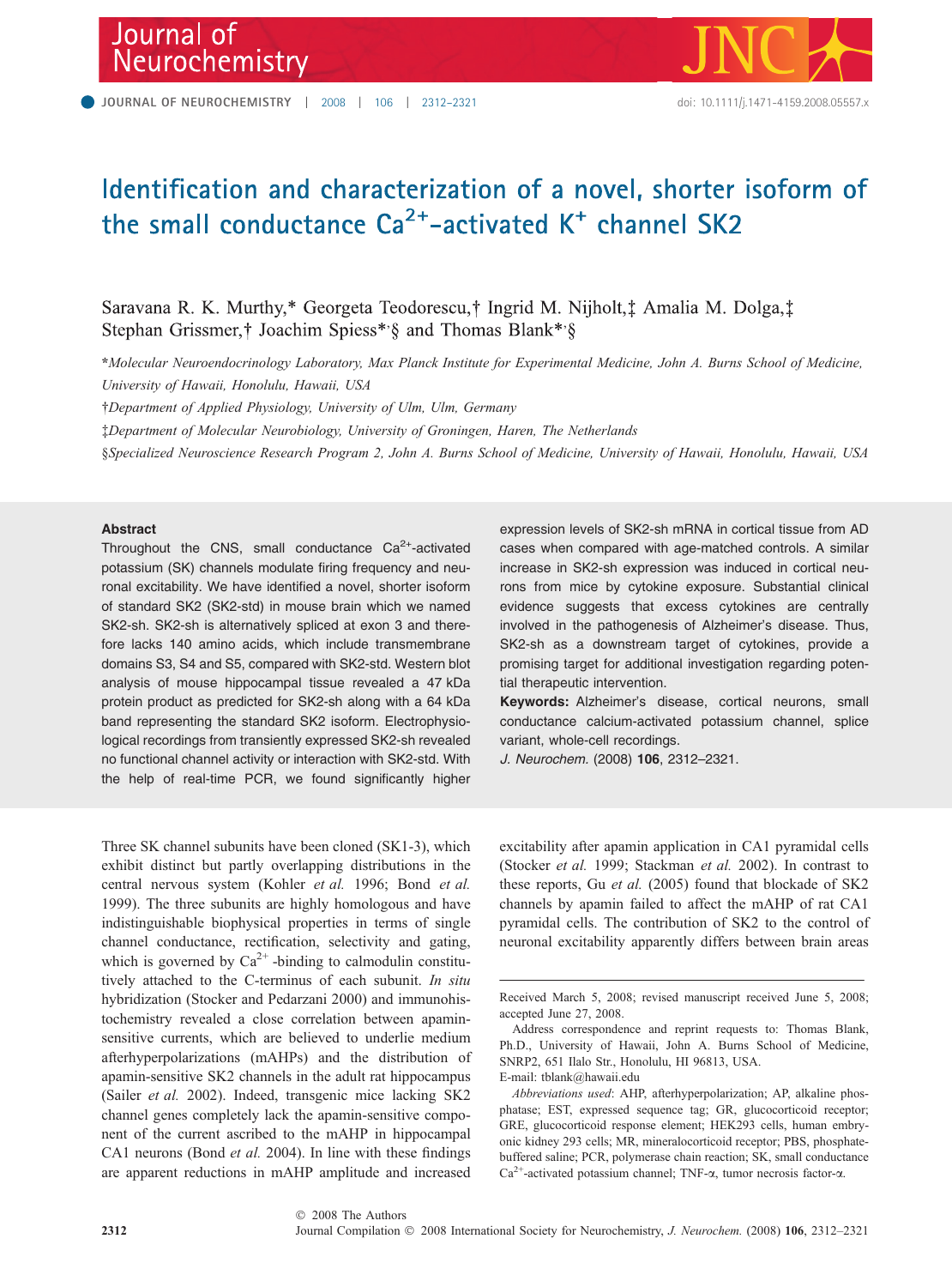# Identification and characterization of a novel, shorter isoform of the small conductance $Ca^{2+}$-activated $K^{+}$ channel SK2

Saravana R. K. Murthy,* Georgeta Teodorescu,† Ingrid M. Nijholt,‡ Amalia M. Dolga,‡ Stephan Grissmer,† Joachim Spiess*,§ and Thomas Blank*,§

*Molecular Neuroendocrinology Laboratory, Max Planck Institute for Experimental Medicine, John A. Burns School of Medicine, University of Hawaii, Honolulu, Hawaii, USA

†Department of Applied Physiology, University of Ulm, Ulm, Germany

‡Department of Molecular Neurobiology, University of Groningen, Haren, The Netherlands

§Specialized Neuroscience Research Program 2, John A. Burns School of Medicine, University of Hawaii, Honolulu, Hawaii, USA

### Abstract

Throughout the CNS, small conductance $Ca^{2+}$-activated potassium (SK) channels modulate firing frequency and neuronal excitability. We have identified a novel, shorter isoform of standard SK2 (SK2-std) in mouse brain which we named SK2-sh. SK2-sh is alternatively spliced at exon 3 and therefore lacks 140 amino acids, which include transmembrane domains S3, S4 and S5, compared with SK2-std. Western blot analysis of mouse hippocampal tissue revealed a 47 kDa protein product as predicted for SK2-sh along with a 64 kDa band representing the standard SK2 isoform. Electrophysiological recordings from transiently expressed SK2-sh revealed no functional channel activity or interaction with SK2-std. With the help of real-time PCR, we found significantly higher expression levels of SK2-sh mRNA in cortical tissue from AD cases when compared with age-matched controls. A similar increase in SK2-sh expression was induced in cortical neurons from mice by cytokine exposure. Substantial clinical evidence suggests that excess cytokines are centrally involved in the pathogenesis of Alzheimer's disease. Thus, SK2-sh as a downstream target of cytokines, provide a promising target for additional investigation regarding potential therapeutic intervention.

**Keywords:** Alzheimer's disease, cortical neurons, small conductance calcium-activated potassium channel, splice variant, whole-cell recordings.

*J. Neurochem.* (2008) **106**, 2312–2321.

Three SK channel subunits have been cloned (SK1-3), which exhibit distinct but partly overlapping distributions in the central nervous system (Kohler *et al.* 1996; Bond *et al.* 1999). The three subunits are highly homologous and have indistinguishable biophysical properties in terms of single channel conductance, rectification, selectivity and gating, which is governed by $Ca^{2+}$-binding to calmodulin constitutively attached to the C-terminus of each subunit. *In situ* hybridization (Stocker and Pedarzani 2000) and immunohistochemistry revealed a close correlation between apamin-sensitive currents, which are believed to underlie medium afterhyperpolarizations (mAHPs) and the distribution of apamin-sensitive SK2 channels in the adult rat hippocampus (Sailer *et al.* 2002). Indeed, transgenic mice lacking SK2 channel genes completely lack the apamin-sensitive component of the current ascribed to the mAHP in hippocampal CA1 neurons (Bond *et al.* 2004). In line with these findings are apparent reductions in mAHP amplitude and increased excitability after apamin application in CA1 pyramidal cells (Stocker *et al.* 1999; Stackman *et al.* 2002). In contrast to these reports, Gu *et al.* (2005) found that blockade of SK2 channels by apamin failed to affect the mAHP of rat CA1 pyramidal cells. The contribution of SK2 to the control of neuronal excitability apparently differs between brain areas

Received March 5, 2008; revised manuscript received June 5, 2008; accepted June 27, 2008.

Address correspondence and reprint requests to: Thomas Blank, Ph.D., University of Hawaii, John A. Burns School of Medicine, SNRP2, 651 Ilalo Str., Honolulu, HI 96813, USA. E-mail: tblank@hawaii.edu

*Abbreviations used*: AHP, afterhyperpolarization; AP, alkaline phosphatase; EST, expressed sequence tag; GR, glucocorticoid receptor; GRE, glucocorticoid response element; HEK293 cells, human embryonic kidney 293 cells; MR, mineralocorticoid receptor; PBS, phosphate-buffered saline; PCR, polymerase chain reaction; SK, small conductance $Ca^{2+}$-activated potassium channel; TNF-α, tumor necrosis factor-α.

© 2008 The Authors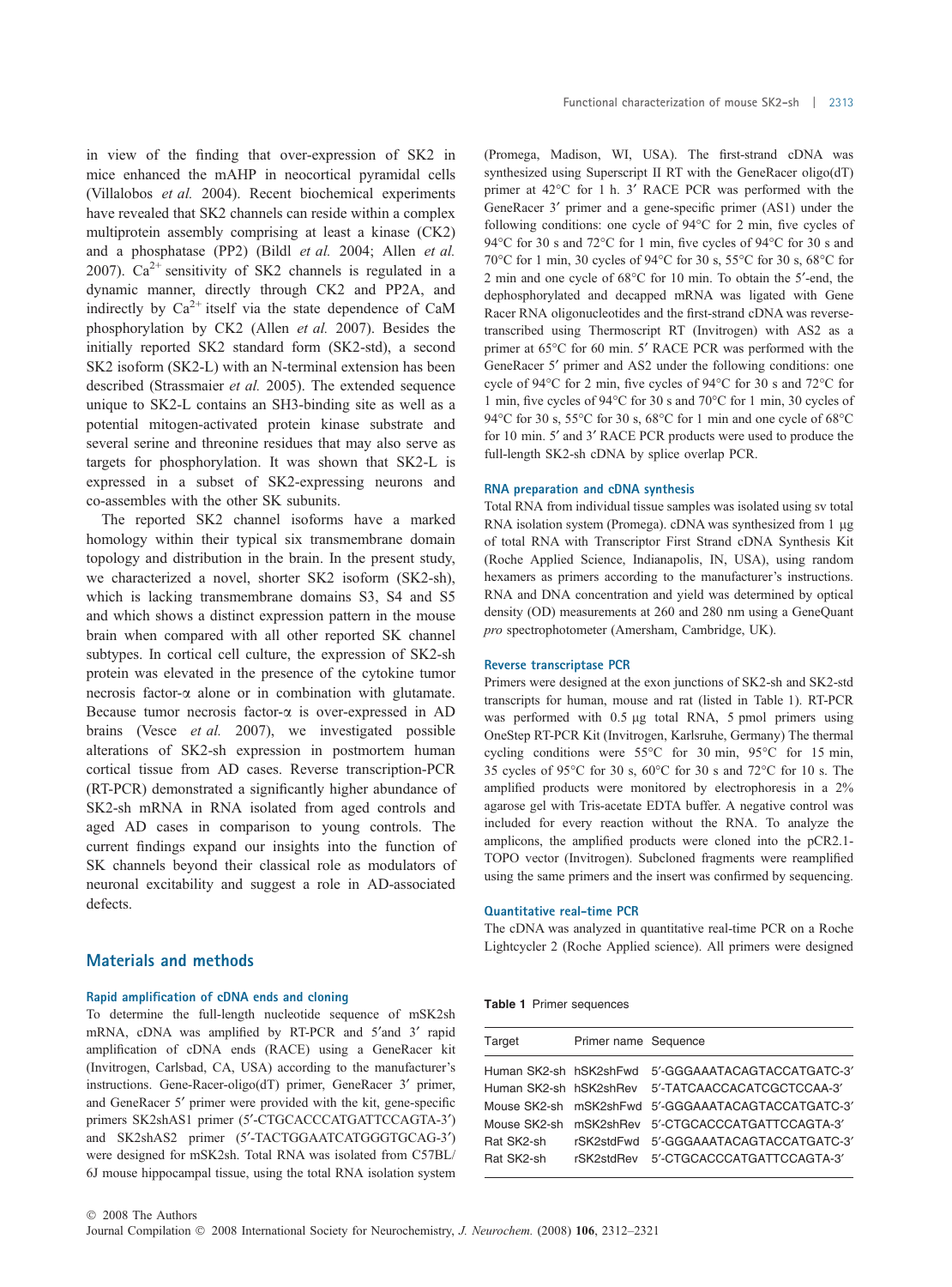in view of the finding that over-expression of SK2 in mice enhanced the mAHP in neocortical pyramidal cells (Villalobos *et al.* 2004). Recent biochemical experiments have revealed that SK2 channels can reside within a complex multiprotein assembly comprising at least a kinase (CK2) and a phosphatase (PP2) (Bildl *et al.* 2004; Allen *et al.* 2007). $Ca^{2+}$ sensitivity of SK2 channels is regulated in a dynamic manner, directly through CK2 and PP2A, and indirectly by $Ca^{2+}$ itself via the state dependence of CaM phosphorylation by CK2 (Allen *et al.* 2007). Besides the initially reported SK2 standard form (SK2-std), a second SK2 isoform (SK2-L) with an N-terminal extension has been described (Strassmaier *et al.* 2005). The extended sequence unique to SK2-L contains an SH3-binding site as well as a potential mitogen-activated protein kinase substrate and several serine and threonine residues that may also serve as targets for phosphorylation. It was shown that SK2-L is expressed in a subset of SK2-expressing neurons and co-assembles with the other SK subunits.

The reported SK2 channel isoforms have a marked homology within their typical six transmembrane domain topology and distribution in the brain. In the present study, we characterized a novel, shorter SK2 isoform (SK2-sh), which is lacking transmembrane domains S3, S4 and S5 and which shows a distinct expression pattern in the mouse brain when compared with all other reported SK channel subtypes. In cortical cell culture, the expression of SK2-sh protein was elevated in the presence of the cytokine tumor necrosis factor-α alone or in combination with glutamate. Because tumor necrosis factor-α is over-expressed in AD brains (Vesce *et al.* 2007), we investigated possible alterations of SK2-sh expression in postmortem human cortical tissue from AD cases. Reverse transcription-PCR (RT-PCR) demonstrated a significantly higher abundance of SK2-sh mRNA in RNA isolated from aged controls and aged AD cases in comparison to young controls. The current findings expand our insights into the function of SK channels beyond their classical role as modulators of neuronal excitability and suggest a role in AD-associated defects.

## Materials and methods

### Rapid amplification of cDNA ends and cloning

To determine the full-length nucleotide sequence of mSK2sh mRNA, cDNA was amplified by RT-PCR and 5′and 3′ rapid amplification of cDNA ends (RACE) using a GeneRacer kit (Invitrogen, Carlsbad, CA, USA) according to the manufacturer's instructions. Gene-Racer-oligo(dT) primer, GeneRacer 3′ primer, and GeneRacer 5′ primer were provided with the kit, gene-specific primers SK2shAS1 primer (5′-CTGCACCCATGATTCCAGTA-3′) and SK2shAS2 primer (5′-TACTGGAATCATGGGTGCAG-3′) were designed for mSK2sh. Total RNA was isolated from C57BL/6J mouse hippocampal tissue, using the total RNA isolation system (Promega, Madison, WI, USA). The first-strand cDNA was synthesized using Superscript II RT with the GeneRacer oligo(dT) primer at 42°C for 1 h. 3′ RACE PCR was performed with the GeneRacer 3′ primer and a gene-specific primer (AS1) under the following conditions: one cycle of 94°C for 2 min, five cycles of 94°C for 30 s and 72°C for 1 min, five cycles of 94°C for 30 s and 70°C for 1 min, 30 cycles of 94°C for 30 s, 55°C for 30 s, 68°C for 2 min and one cycle of 68°C for 10 min. To obtain the 5′-end, the dephosphorylated and decapped mRNA was ligated with Gene Racer RNA oligonucleotides and the first-strand cDNA was reverse-transcribed using Thermoscript RT (Invitrogen) with AS2 as a primer at 65°C for 60 min. 5′ RACE PCR was performed with the GeneRacer 5′ primer and AS2 under the following conditions: one cycle of 94°C for 2 min, five cycles of 94°C for 30 s and 72°C for 1 min, five cycles of 94°C for 30 s and 70°C for 1 min, 30 cycles of 94°C for 30 s, 55°C for 30 s, 68°C for 1 min and one cycle of 68°C for 10 min. 5′ and 3′ RACE PCR products were used to produce the full-length SK2-sh cDNA by splice overlap PCR.

### RNA preparation and cDNA synthesis

Total RNA from individual tissue samples was isolated using sv total RNA isolation system (Promega). cDNA was synthesized from 1 μg of total RNA with Transcriptor First Strand cDNA Synthesis Kit (Roche Applied Science, Indianapolis, IN, USA), using random hexamers as primers according to the manufacturer's instructions. RNA and DNA concentration and yield was determined by optical density (OD) measurements at 260 and 280 nm using a GeneQuant *pro* spectrophotometer (Amersham, Cambridge, UK).

### Reverse transcriptase PCR

Primers were designed at the exon junctions of SK2-sh and SK2-std transcripts for human, mouse and rat (listed in Table 1). RT-PCR was performed with 0.5 μg total RNA, 5 pmol primers using OneStep RT-PCR Kit (Invitrogen, Karlsruhe, Germany) The thermal cycling conditions were 55°C for 30 min, 95°C for 15 min, 35 cycles of 95°C for 30 s, 60°C for 30 s and 72°C for 10 s. The amplified products were monitored by electrophoresis in a 2% agarose gel with Tris-acetate EDTA buffer. A negative control was included for every reaction without the RNA. To analyze the amplicons, the amplified products were cloned into the pCR2.1-TOPO vector (Invitrogen). Subcloned fragments were reamplified using the same primers and the insert was confirmed by sequencing.

### Quantitative real-time PCR

The cDNA was analyzed in quantitative real-time PCR on a Roche Lightcycler 2 (Roche Applied science). All primers were designed

**Table 1** Primer sequences

| Target | Primer name | Sequence |
|---|---|---|
| Human SK2-sh | hSK2shFwd | 5′-GGGAAATACAGTACCATGATC-3′ |
| Human SK2-sh | hSK2shRev | 5′-TATCAACCACATCGCTCCAA-3′ |
| Mouse SK2-sh | mSK2shFwd | 5′-GGGAAATACAGTACCATGATC-3′ |
| Mouse SK2-sh | mSK2shRev | 5′-CTGCACCCATGATTCCAGTA-3′ |
| Rat SK2-sh | rSK2stdFwd | 5′-GGGAAATACAGTACCATGATC-3′ |
| Rat SK2-sh | rSK2stdRev | 5′-CTGCACCCATGATTCCAGTA-3′ |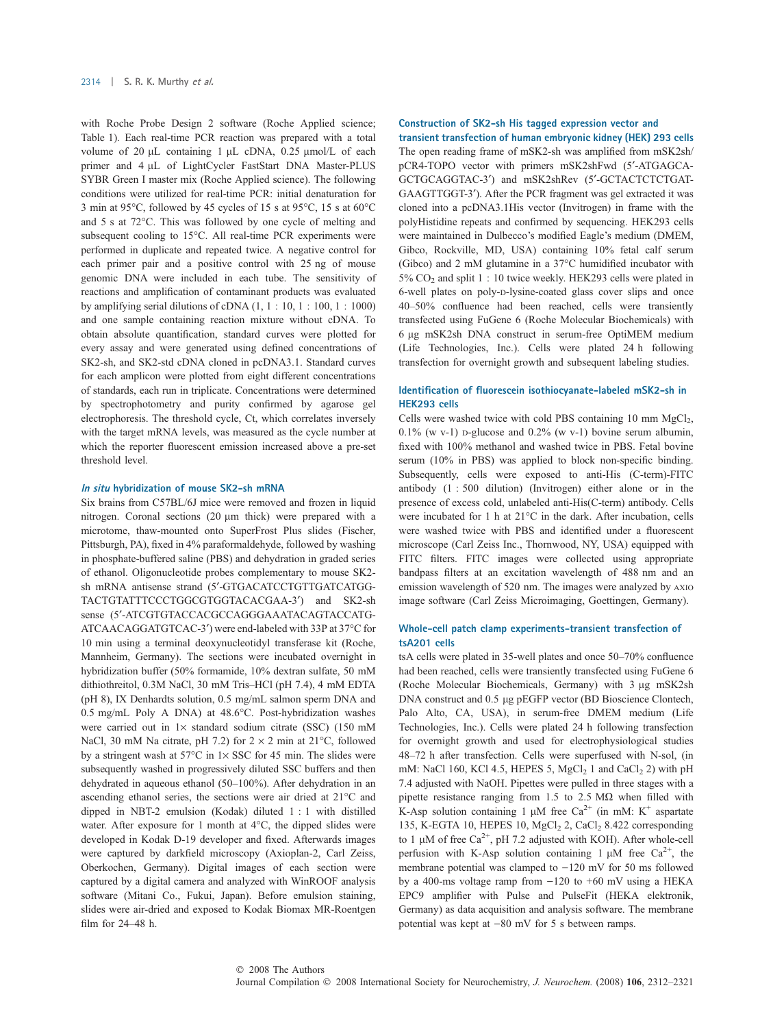with Roche Probe Design 2 software (Roche Applied science; Table 1). Each real-time PCR reaction was prepared with a total volume of 20 μL containing 1 μL cDNA, 0.25 μmol/L of each primer and 4 μL of LightCycler FastStart DNA Master-PLUS SYBR Green I master mix (Roche Applied science). The following conditions were utilized for real-time PCR: initial denaturation for 3 min at 95°C, followed by 45 cycles of 15 s at 95°C, 15 s at 60°C and 5 s at 72°C. This was followed by one cycle of melting and subsequent cooling to 15°C. All real-time PCR experiments were performed in duplicate and repeated twice. A negative control for each primer pair and a positive control with 25 ng of mouse genomic DNA were included in each tube. The sensitivity of reactions and amplification of contaminant products was evaluated by amplifying serial dilutions of cDNA (1, 1 : 10, 1 : 100, 1 : 1000) and one sample containing reaction mixture without cDNA. To obtain absolute quantification, standard curves were plotted for every assay and were generated using defined concentrations of SK2-sh, and SK2-std cDNA cloned in pcDNA3.1. Standard curves for each amplicon were plotted from eight different concentrations of standards, each run in triplicate. Concentrations were determined by spectrophotometry and purity confirmed by agarose gel electrophoresis. The threshold cycle, Ct, which correlates inversely with the target mRNA levels, was measured as the cycle number at which the reporter fluorescent emission increased above a pre-set threshold level.

### *In situ* hybridization of mouse SK2-sh mRNA

Six brains from C57BL/6J mice were removed and frozen in liquid nitrogen. Coronal sections (20 μm thick) were prepared with a microtome, thaw-mounted onto SuperFrost Plus slides (Fischer, Pittsburgh, PA), fixed in 4% paraformaldehyde, followed by washing in phosphate-buffered saline (PBS) and dehydration in graded series of ethanol. Oligonucleotide probes complementary to mouse SK2-sh mRNA antisense strand (5′-GTGACATCCTGTTGATCATGG-TACTGTATTTCCCTGGCGTGGTACACGAA-3′) and SK2-sh sense (5′-ATCGTGTACCACGCCAGGGAAATACAGTACCATG-ATCAACAGGATGTCAC-3′) were end-labeled with 33P at 37°C for 10 min using a terminal deoxynucleotidyl transferase kit (Roche, Mannheim, Germany). The sections were incubated overnight in hybridization buffer (50% formamide, 10% dextran sulfate, 50 mM dithiothreitol, 0.3M NaCl, 30 mM Tris–HCl (pH 7.4), 4 mM EDTA (pH 8), IX Denhardts solution, 0.5 mg/mL salmon sperm DNA and 0.5 mg/mL Poly A DNA) at 48.6°C. Post-hybridization washes were carried out in 1× standard sodium citrate (SSC) (150 mM NaCl, 30 mM Na citrate, pH 7.2) for 2 × 2 min at 21°C, followed by a stringent wash at 57°C in 1× SSC for 45 min. The slides were subsequently washed in progressively diluted SSC buffers and then dehydrated in aqueous ethanol (50–100%). After dehydration in an ascending ethanol series, the sections were air dried at 21°C and dipped in NBT-2 emulsion (Kodak) diluted 1 : 1 with distilled water. After exposure for 1 month at 4°C, the dipped slides were developed in Kodak D-19 developer and fixed. Afterwards images were captured by darkfield microscopy (Axioplan-2, Carl Zeiss, Oberkochen, Germany). Digital images of each section were captured by a digital camera and analyzed with WinROOF analysis software (Mitani Co., Fukui, Japan). Before emulsion staining, slides were air-dried and exposed to Kodak Biomax MR-Roentgen film for 24–48 h.

### Construction of SK2-sh His tagged expression vector and transient transfection of human embryonic kidney (HEK) 293 cells

The open reading frame of mSK2-sh was amplified from mSK2sh/pCR4-TOPO vector with primers mSK2shFwd (5′-ATGAGCA-GCTGCAGGTAC-3′) and mSK2shRev (5′-GCTACTCTCTGAT-GAAGTTGGT-3′). After the PCR fragment was gel extracted it was cloned into a pcDNA3.1His vector (Invitrogen) in frame with the polyHistidine repeats and confirmed by sequencing. HEK293 cells were maintained in Dulbecco's modified Eagle's medium (DMEM, Gibco, Rockville, MD, USA) containing 10% fetal calf serum (Gibco) and 2 mM glutamine in a 37°C humidified incubator with 5% $CO_2$ and split 1 : 10 twice weekly. HEK293 cells were plated in 6-well plates on poly-D-lysine-coated glass cover slips and once 40–50% confluence had been reached, cells were transiently transfected using FuGene 6 (Roche Molecular Biochemicals) with 6 μg mSK2sh DNA construct in serum-free OptiMEM medium (Life Technologies, Inc.). Cells were plated 24 h following transfection for overnight growth and subsequent labeling studies.

### Identification of fluorescein isothiocyanate-labeled mSK2-sh in HEK293 cells

Cells were washed twice with cold PBS containing 10 mm $MgCl_2$, 0.1% (w v-1) D-glucose and 0.2% (w v-1) bovine serum albumin, fixed with 100% methanol and washed twice in PBS. Fetal bovine serum (10% in PBS) was applied to block non-specific binding. Subsequently, cells were exposed to anti-His (C-term)-FITC antibody (1 : 500 dilution) (Invitrogen) either alone or in the presence of excess cold, unlabeled anti-His(C-term) antibody. Cells were incubated for 1 h at 21°C in the dark. After incubation, cells were washed twice with PBS and identified under a fluorescent microscope (Carl Zeiss Inc., Thornwood, NY, USA) equipped with FITC filters. FITC images were collected using appropriate bandpass filters at an excitation wavelength of 488 nm and an emission wavelength of 520 nm. The images were analyzed by AXIO image software (Carl Zeiss Microimaging, Goettingen, Germany).

### Whole-cell patch clamp experiments-transient transfection of tsA201 cells

tsA cells were plated in 35-well plates and once 50–70% confluence had been reached, cells were transiently transfected using FuGene 6 (Roche Molecular Biochemicals, Germany) with 3 μg mSK2sh DNA construct and 0.5 μg pEGFP vector (BD Bioscience Clontech, Palo Alto, CA, USA), in serum-free DMEM medium (Life Technologies, Inc.). Cells were plated 24 h following transfection for overnight growth and used for electrophysiological studies 48–72 h after transfection. Cells were superfused with N-sol, (in mM: NaCl 160, KCl 4.5, HEPES 5, $MgCl_2$ 1 and $CaCl_2$ 2) with pH 7.4 adjusted with NaOH. Pipettes were pulled in three stages with a pipette resistance ranging from 1.5 to 2.5 MΩ when filled with K-Asp solution containing 1 μM free $Ca^{2+}$ (in mM: $K^+$ aspartate 135, K-EGTA 10, HEPES 10, $MgCl_2$ 2, $CaCl_2$ 8.422 corresponding to 1 μM of free $Ca^{2+}$, pH 7.2 adjusted with KOH). After whole-cell perfusion with K-Asp solution containing 1 μM free $Ca^{2+}$, the membrane potential was clamped to −120 mV for 50 ms followed by a 400-ms voltage ramp from −120 to +60 mV using a HEKA EPC9 amplifier with Pulse and PulseFit (HEKA elektronik, Germany) as data acquisition and analysis software. The membrane potential was kept at −80 mV for 5 s between ramps.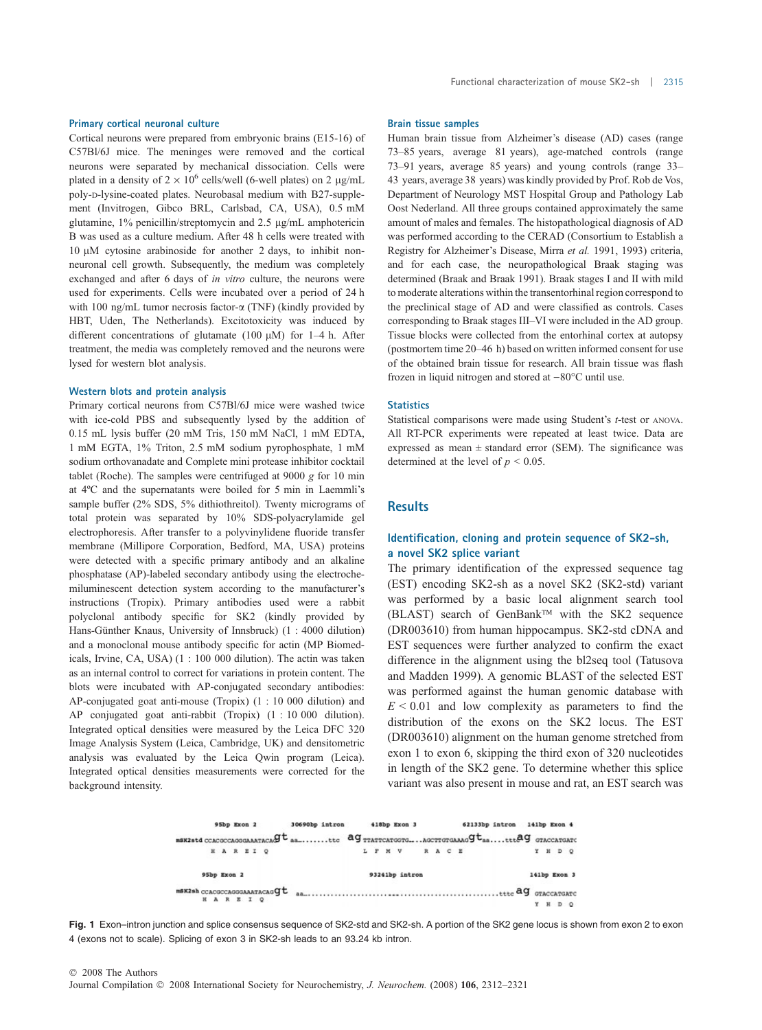### Primary cortical neuronal culture

Cortical neurons were prepared from embryonic brains (E15-16) of C57Bl/6J mice. The meninges were removed and the cortical neurons were separated by mechanical dissociation. Cells were plated in a density of $2 \times 10^6$ cells/well (6-well plates) on 2 μg/mL poly-D-lysine-coated plates. Neurobasal medium with B27-supplement (Invitrogen, Gibco BRL, Carlsbad, CA, USA), 0.5 mM glutamine, 1% penicillin/streptomycin and 2.5 μg/mL amphotericin B was used as a culture medium. After 48 h cells were treated with 10 μM cytosine arabinoside for another 2 days, to inhibit non-neuronal cell growth. Subsequently, the medium was completely exchanged and after 6 days of *in vitro* culture, the neurons were used for experiments. Cells were incubated over a period of 24 h with 100 ng/mL tumor necrosis factor-α (TNF) (kindly provided by HBT, Uden, The Netherlands). Excitotoxicity was induced by different concentrations of glutamate (100 μM) for 1–4 h. After treatment, the media was completely removed and the neurons were lysed for western blot analysis.

### Western blots and protein analysis

Primary cortical neurons from C57Bl/6J mice were washed twice with ice-cold PBS and subsequently lysed by the addition of 0.15 mL lysis buffer (20 mM Tris, 150 mM NaCl, 1 mM EDTA, 1 mM EGTA, 1% Triton, 2.5 mM sodium pyrophosphate, 1 mM sodium orthovanadate and Complete mini protease inhibitor cocktail tablet (Roche). The samples were centrifuged at 9000 *g* for 10 min at 4ºC and the supernatants were boiled for 5 min in Laemmli's sample buffer (2% SDS, 5% dithiothreitol). Twenty micrograms of total protein was separated by 10% SDS-polyacrylamide gel electrophoresis. After transfer to a polyvinylidene fluoride transfer membrane (Millipore Corporation, Bedford, MA, USA) proteins were detected with a specific primary antibody and an alkaline phosphatase (AP)-labeled secondary antibody using the electrochemiluminescent detection system according to the manufacturer's instructions (Tropix). Primary antibodies used were a rabbit polyclonal antibody specific for SK2 (kindly provided by Hans-Günther Knaus, University of Innsbruck) (1 : 4000 dilution) and a monoclonal mouse antibody specific for actin (MP Biomedicals, Irvine, CA, USA) (1 : 100 000 dilution). The actin was taken as an internal control to correct for variations in protein content. The blots were incubated with AP-conjugated secondary antibodies: AP-conjugated goat anti-mouse (Tropix) (1 : 10 000 dilution) and AP conjugated goat anti-rabbit (Tropix) (1 : 10 000 dilution). Integrated optical densities were measured by the Leica DFC 320 Image Analysis System (Leica, Cambridge, UK) and densitometric analysis was evaluated by the Leica Qwin program (Leica). Integrated optical densities measurements were corrected for the background intensity.

### Brain tissue samples

Human brain tissue from Alzheimer's disease (AD) cases (range 73–85 years, average 81 years), age-matched controls (range 73–91 years, average 85 years) and young controls (range 33–43 years, average 38 years) was kindly provided by Prof. Rob de Vos, Department of Neurology MST Hospital Group and Pathology Lab Oost Nederland. All three groups contained approximately the same amount of males and females. The histopathological diagnosis of AD was performed according to the CERAD (Consortium to Establish a Registry for Alzheimer's Disease, Mirra *et al.* 1991, 1993) criteria, and for each case, the neuropathological Braak staging was determined (Braak and Braak 1991). Braak stages I and II with mild to moderate alterations within the transentorhinal region correspond to the preclinical stage of AD and were classified as controls. Cases corresponding to Braak stages III–VI were included in the AD group. Tissue blocks were collected from the entorhinal cortex at autopsy (postmortem time 20–46 h) based on written informed consent for use of the obtained brain tissue for research. All brain tissue was flash frozen in liquid nitrogen and stored at −80°C until use.

### Statistics

Statistical comparisons were made using Student's *t*-test or ANOVA. All RT-PCR experiments were repeated at least twice. Data are expressed as mean ± standard error (SEM). The significance was determined at the level of $p < 0.05$.

## Results

### Identification, cloning and protein sequence of SK2-sh, a novel SK2 splice variant

The primary identification of the expressed sequence tag (EST) encoding SK2-sh as a novel SK2 (SK2-std) variant was performed by a basic local alignment search tool (BLAST) search of GenBank™ with the SK2 sequence (DR003610) from human hippocampus. SK2-std cDNA and EST sequences were further analyzed to confirm the exact difference in the alignment using the bl2seq tool (Tatusova and Madden 1999). A genomic BLAST of the selected EST was performed against the human genomic database with $E < 0.01$ and low complexity as parameters to find the distribution of the exons on the SK2 locus. The EST (DR003610) alignment on the human genome stretched from exon 1 to exon 6, skipping the third exon of 320 nucleotides in length of the SK2 gene. To determine whether this splice variant was also present in mouse and rat, an EST search was

**Fig. 1** Exon–intron junction and splice consensus sequence of SK2-std and SK2-sh. A portion of the SK2 gene locus is shown from exon 2 to exon 4 (exons not to scale). Splicing of exon 3 in SK2-sh leads to an 93.24 kb intron.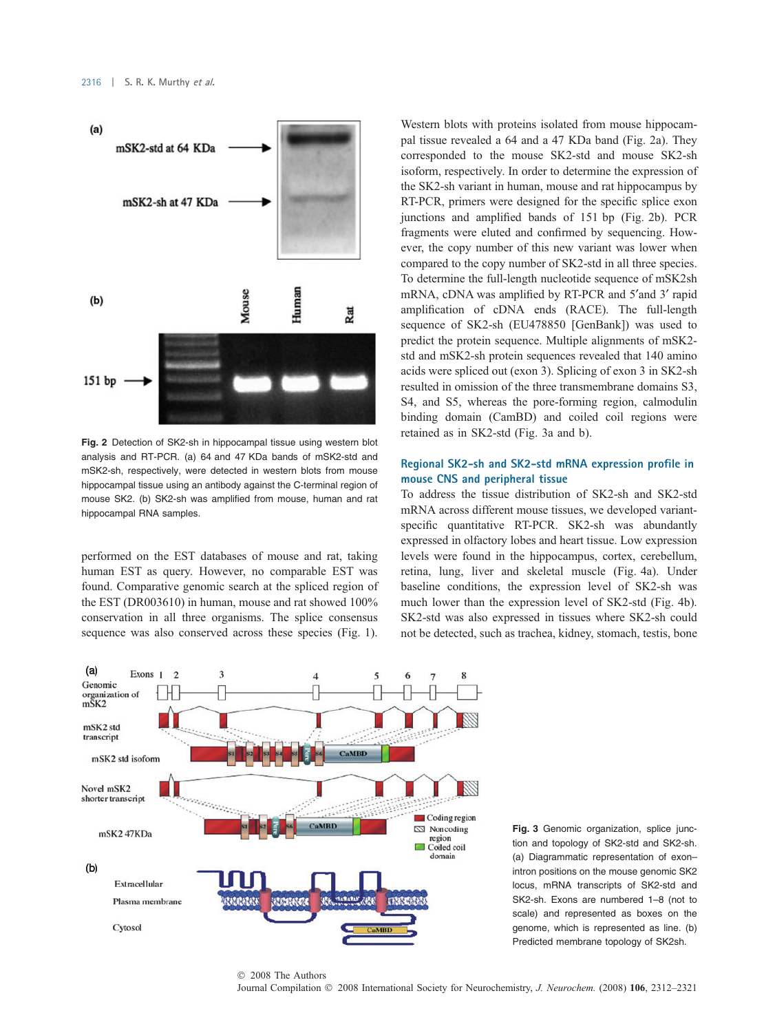Fig. 2 Detection of SK2-sh in hippocampal tissue using western blot analysis and RT-PCR. (a) 64 and 47 KDa bands of mSK2-std and mSK2-sh, respectively, were detected in western blots from mouse hippocampal tissue using an antibody against the C-terminal region of mouse SK2. (b) SK2-sh was amplified from mouse, human and rat hippocampal RNA samples.

performed on the EST databases of mouse and rat, taking human EST as query. However, no comparable EST was found. Comparative genomic search at the spliced region of the EST (DR003610) in human, mouse and rat showed 100% conservation in all three organisms. The splice consensus sequence was also conserved across these species (Fig. 1).

Western blots with proteins isolated from mouse hippocampal tissue revealed a 64 and a 47 KDa band (Fig. 2a). They corresponded to the mouse SK2-std and mouse SK2-sh isoform, respectively. In order to determine the expression of the SK2-sh variant in human, mouse and rat hippocampus by RT-PCR, primers were designed for the specific splice exon junctions and amplified bands of 151 bp (Fig. 2b). PCR fragments were eluted and confirmed by sequencing. However, the copy number of this new variant was lower when compared to the copy number of SK2-std in all three species. To determine the full-length nucleotide sequence of mSK2sh mRNA, cDNA was amplified by RT-PCR and 5′and 3′ rapid amplification of cDNA ends (RACE). The full-length sequence of SK2-sh (EU478850 [GenBank]) was used to predict the protein sequence. Multiple alignments of mSK2-std and mSK2-sh protein sequences revealed that 140 amino acids were spliced out (exon 3). Splicing of exon 3 in SK2-sh resulted in omission of the three transmembrane domains S3, S4, and S5, whereas the pore-forming region, calmodulin binding domain (CamBD) and coiled coil regions were retained as in SK2-std (Fig. 3a and b).

## Regional SK2-sh and SK2-std mRNA expression profile in mouse CNS and peripheral tissue

To address the tissue distribution of SK2-sh and SK2-std mRNA across different mouse tissues, we developed variant-specific quantitative RT-PCR. SK2-sh was abundantly expressed in olfactory lobes and heart tissue. Low expression levels were found in the hippocampus, cortex, cerebellum, retina, lung, liver and skeletal muscle (Fig. 4a). Under baseline conditions, the expression level of SK2-sh was much lower than the expression level of SK2-std (Fig. 4b). SK2-std was also expressed in tissues where SK2-sh could not be detected, such as trachea, kidney, stomach, testis, bone

Fig. 3 Genomic organization, splice junction and topology of SK2-std and SK2-sh. (a) Diagrammatic representation of exon–intron positions on the mouse genomic SK2 locus, mRNA transcripts of SK2-std and SK2-sh. Exons are numbered 1–8 (not to scale) and represented as boxes on the genome, which is represented as line. (b) Predicted membrane topology of SK2sh.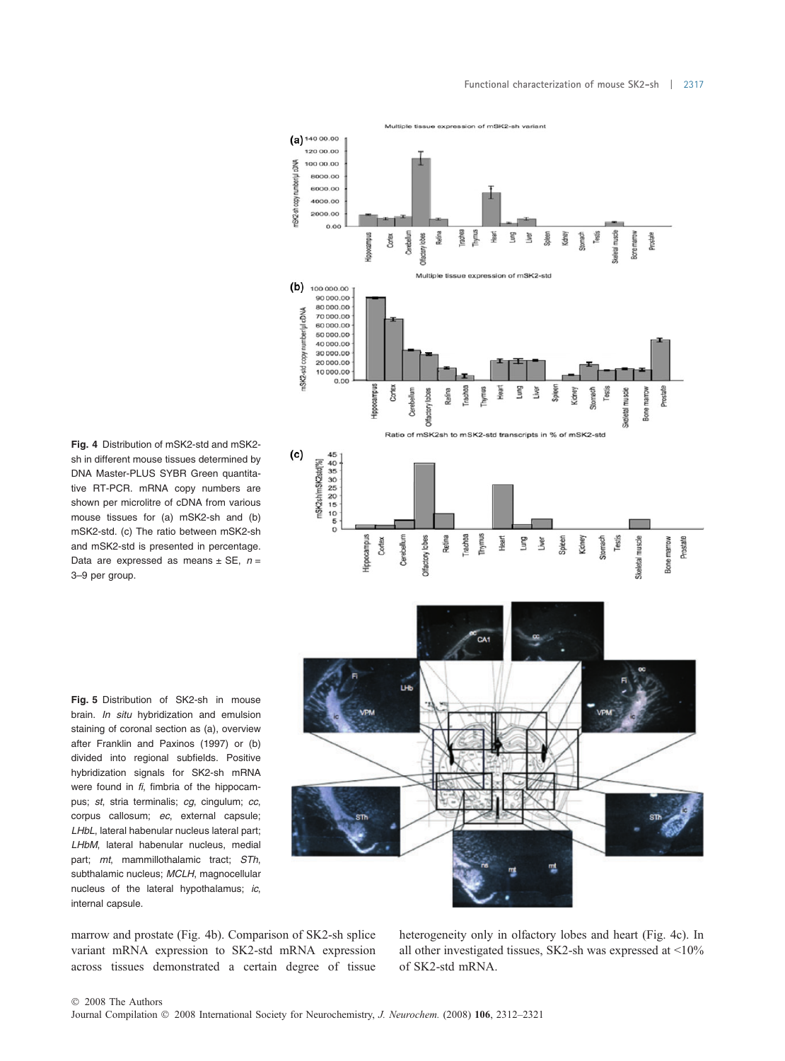**Fig. 4** Distribution of mSK2-std and mSK2-sh in different mouse tissues determined by DNA Master-PLUS SYBR Green quantitative RT-PCR. mRNA copy numbers are shown per microlitre of cDNA from various mouse tissues for (a) mSK2-sh and (b) mSK2-std. (c) The ratio between mSK2-sh and mSK2-std is presented in percentage. Data are expressed as means ± SE, $n$ = 3–9 per group.

**Fig. 5** Distribution of SK2-sh in mouse brain. *In situ* hybridization and emulsion staining of coronal section as (a), overview after Franklin and Paxinos (1997) or (b) divided into regional subfields. Positive hybridization signals for SK2-sh mRNA were found in *fi*, fimbria of the hippocampus; *st*, stria terminalis; *cg*, cingulum; *cc*, corpus callosum; *ec*, external capsule; *LHbL*, lateral habenular nucleus lateral part; *LHbM*, lateral habenular nucleus, medial part; *mt*, mammillothalamic tract; *STh*, subthalamic nucleus; *MCLH*, magnocellular nucleus of the lateral hypothalamus; *ic*, internal capsule.

marrow and prostate (Fig. 4b). Comparison of SK2-sh splice variant mRNA expression to SK2-std mRNA expression across tissues demonstrated a certain degree of tissue heterogeneity only in olfactory lobes and heart (Fig. 4c). In all other investigated tissues, SK2-sh was expressed at <10% of SK2-std mRNA.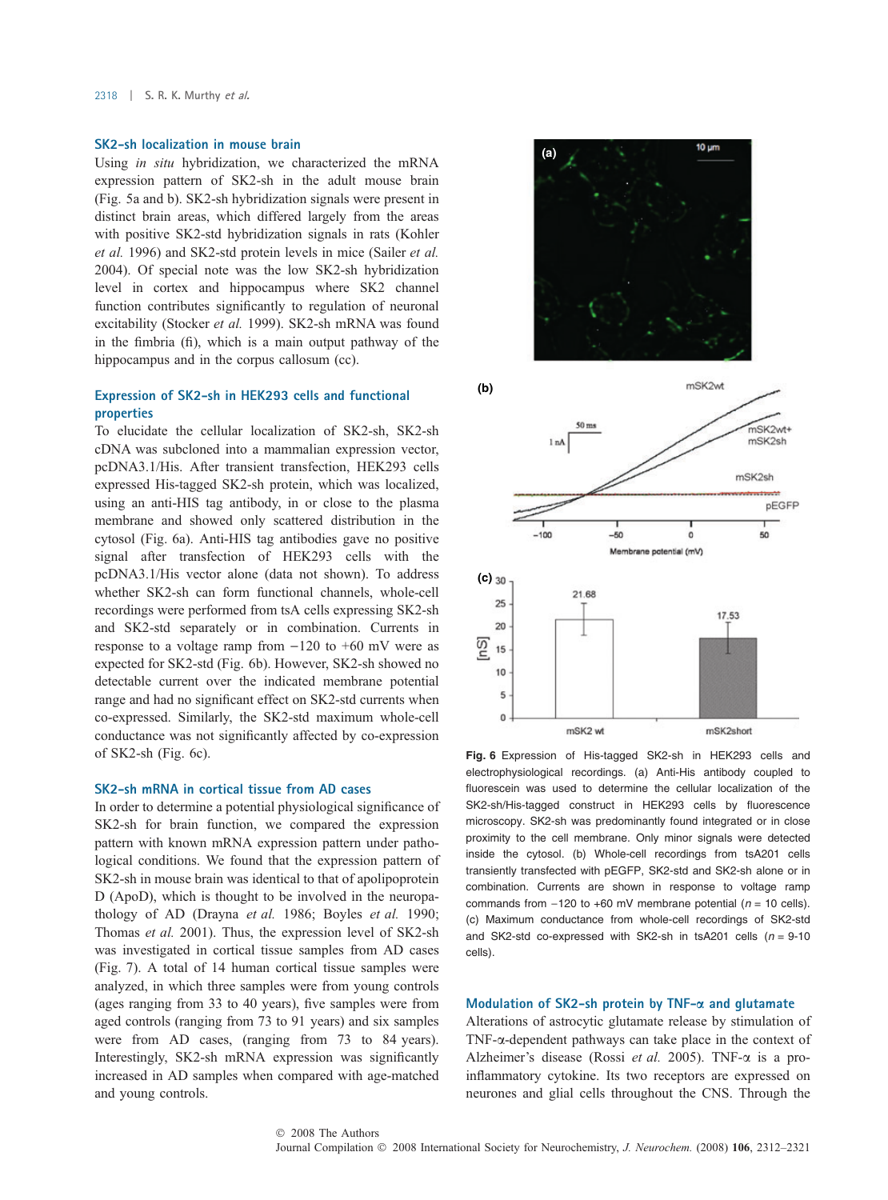### SK2-sh localization in mouse brain

Using *in situ* hybridization, we characterized the mRNA expression pattern of SK2-sh in the adult mouse brain (Fig. 5a and b). SK2-sh hybridization signals were present in distinct brain areas, which differed largely from the areas with positive SK2-std hybridization signals in rats (Kohler *et al.* 1996) and SK2-std protein levels in mice (Sailer *et al.* 2004). Of special note was the low SK2-sh hybridization level in cortex and hippocampus where SK2 channel function contributes significantly to regulation of neuronal excitability (Stocker *et al.* 1999). SK2-sh mRNA was found in the fimbria (fi), which is a main output pathway of the hippocampus and in the corpus callosum (cc).

### Expression of SK2-sh in HEK293 cells and functional properties

To elucidate the cellular localization of SK2-sh, SK2-sh cDNA was subcloned into a mammalian expression vector, pcDNA3.1/His. After transient transfection, HEK293 cells expressed His-tagged SK2-sh protein, which was localized, using an anti-HIS tag antibody, in or close to the plasma membrane and showed only scattered distribution in the cytosol (Fig. 6a). Anti-HIS tag antibodies gave no positive signal after transfection of HEK293 cells with the pcDNA3.1/His vector alone (data not shown). To address whether SK2-sh can form functional channels, whole-cell recordings were performed from tsA cells expressing SK2-sh and SK2-std separately or in combination. Currents in response to a voltage ramp from −120 to +60 mV were as expected for SK2-std (Fig. 6b). However, SK2-sh showed no detectable current over the indicated membrane potential range and had no significant effect on SK2-std currents when co-expressed. Similarly, the SK2-std maximum whole-cell conductance was not significantly affected by co-expression of SK2-sh (Fig. 6c).

### SK2-sh mRNA in cortical tissue from AD cases

In order to determine a potential physiological significance of SK2-sh for brain function, we compared the expression pattern with known mRNA expression pattern under pathological conditions. We found that the expression pattern of SK2-sh in mouse brain was identical to that of apolipoprotein D (ApoD), which is thought to be involved in the neuropathology of AD (Drayna *et al.* 1986; Boyles *et al.* 1990; Thomas *et al.* 2001). Thus, the expression level of SK2-sh was investigated in cortical tissue samples from AD cases (Fig. 7). A total of 14 human cortical tissue samples were analyzed, in which three samples were from young controls (ages ranging from 33 to 40 years), five samples were from aged controls (ranging from 73 to 91 years) and six samples were from AD cases, (ranging from 73 to 84 years). Interestingly, SK2-sh mRNA expression was significantly increased in AD samples when compared with age-matched and young controls.

**Fig. 6** Expression of His-tagged SK2-sh in HEK293 cells and electrophysiological recordings. (a) Anti-His antibody coupled to fluorescein was used to determine the cellular localization of the SK2-sh/His-tagged construct in HEK293 cells by fluorescence microscopy. SK2-sh was predominantly found integrated or in close proximity to the cell membrane. Only minor signals were detected inside the cytosol. (b) Whole-cell recordings from tsA201 cells transiently transfected with pEGFP, SK2-std and SK2-sh alone or in combination. Currents are shown in response to voltage ramp commands from −120 to +60 mV membrane potential ($n = 10$ cells). (c) Maximum conductance from whole-cell recordings of SK2-std and SK2-std co-expressed with SK2-sh in tsA201 cells ($n = 9$-10 cells).

### Modulation of SK2-sh protein by TNF-α and glutamate

Alterations of astrocytic glutamate release by stimulation of TNF-α-dependent pathways can take place in the context of Alzheimer's disease (Rossi *et al.* 2005). TNF-α is a pro-inflammatory cytokine. Its two receptors are expressed on neurones and glial cells throughout the CNS. Through the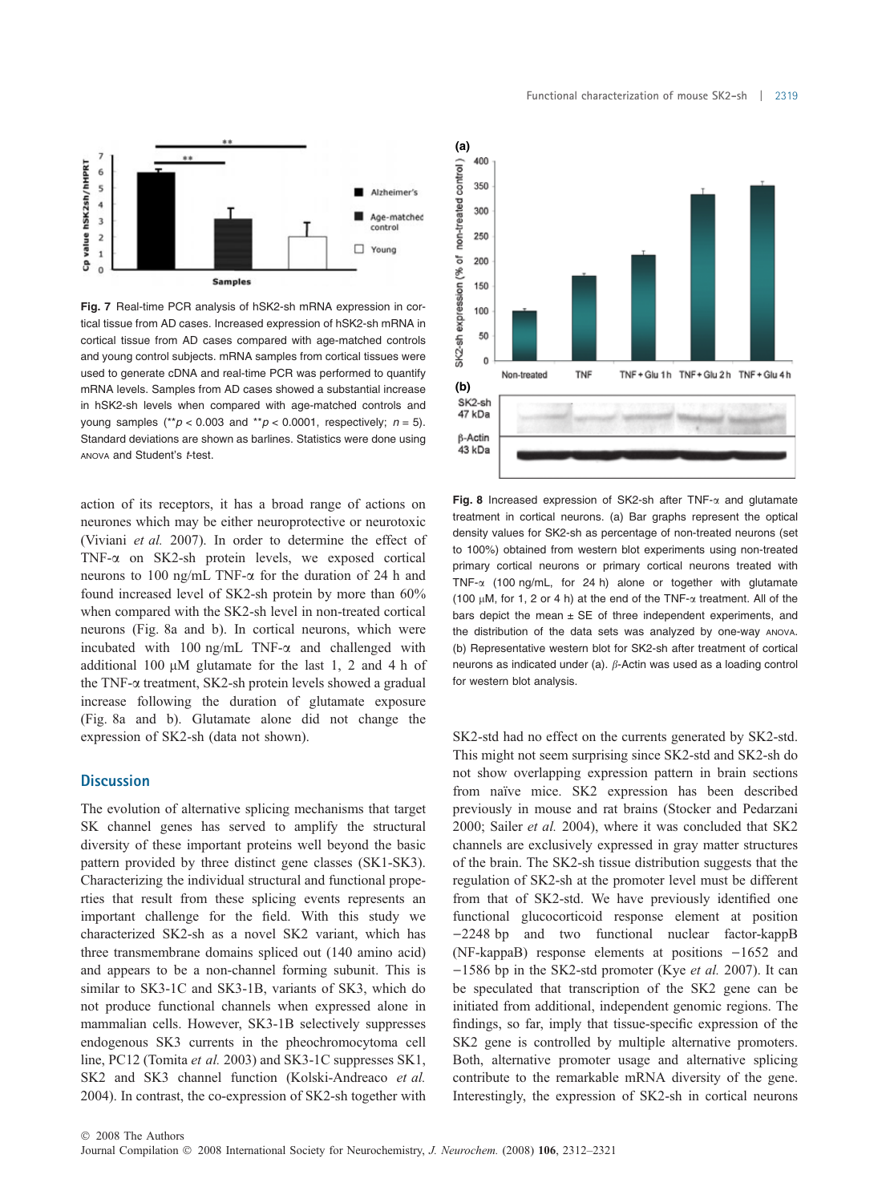Fig. 7 Real-time PCR analysis of hSK2-sh mRNA expression in cortical tissue from AD cases. Increased expression of hSK2-sh mRNA in cortical tissue from AD cases compared with age-matched controls and young control subjects. mRNA samples from cortical tissues were used to generate cDNA and real-time PCR was performed to quantify mRNA levels. Samples from AD cases showed a substantial increase in hSK2-sh levels when compared with age-matched controls and young samples (\*\*$p < 0.003$ and \*\*$p < 0.0001$, respectively; $n = 5$). Standard deviations are shown as barlines. Statistics were done using ANOVA and Student's *t*-test.

action of its receptors, it has a broad range of actions on neurones which may be either neuroprotective or neurotoxic (Viviani *et al.* 2007). In order to determine the effect of TNF-α on SK2-sh protein levels, we exposed cortical neurons to 100 ng/mL TNF-α for the duration of 24 h and found increased level of SK2-sh protein by more than 60% when compared with the SK2-sh level in non-treated cortical neurons (Fig. 8a and b). In cortical neurons, which were incubated with 100 ng/mL TNF-α and challenged with additional 100 μM glutamate for the last 1, 2 and 4 h of the TNF-α treatment, SK2-sh protein levels showed a gradual increase following the duration of glutamate exposure (Fig. 8a and b). Glutamate alone did not change the expression of SK2-sh (data not shown).

## Discussion

The evolution of alternative splicing mechanisms that target SK channel genes has served to amplify the structural diversity of these important proteins well beyond the basic pattern provided by three distinct gene classes (SK1-SK3). Characterizing the individual structural and functional properties that result from these splicing events represents an important challenge for the field. With this study we characterized SK2-sh as a novel SK2 variant, which has three transmembrane domains spliced out (140 amino acid) and appears to be a non-channel forming subunit. This is similar to SK3-1C and SK3-1B, variants of SK3, which do not produce functional channels when expressed alone in mammalian cells. However, SK3-1B selectively suppresses endogenous SK3 currents in the pheochromocytoma cell line, PC12 (Tomita *et al.* 2003) and SK3-1C suppresses SK1, SK2 and SK3 channel function (Kolski-Andreaco *et al.* 2004). In contrast, the co-expression of SK2-sh together with

Fig. 8 Increased expression of SK2-sh after TNF-α and glutamate treatment in cortical neurons. (a) Bar graphs represent the optical density values for SK2-sh as percentage of non-treated neurons (set to 100%) obtained from western blot experiments using non-treated primary cortical neurons or primary cortical neurons treated with TNF-α (100 ng/mL, for 24 h) alone or together with glutamate (100 μM, for 1, 2 or 4 h) at the end of the TNF-α treatment. All of the bars depict the mean ± SE of three independent experiments, and the distribution of the data sets was analyzed by one-way ANOVA. (b) Representative western blot for SK2-sh after treatment of cortical neurons as indicated under (a). β-Actin was used as a loading control for western blot analysis.

SK2-std had no effect on the currents generated by SK2-std. This might not seem surprising since SK2-std and SK2-sh do not show overlapping expression pattern in brain sections from naïve mice. SK2 expression has been described previously in mouse and rat brains (Stocker and Pedarzani 2000; Sailer *et al.* 2004), where it was concluded that SK2 channels are exclusively expressed in gray matter structures of the brain. The SK2-sh tissue distribution suggests that the regulation of SK2-sh at the promoter level must be different from that of SK2-std. We have previously identified one functional glucocorticoid response element at position −2248 bp and two functional nuclear factor-kappB (NF-kappaB) response elements at positions −1652 and −1586 bp in the SK2-std promoter (Kye *et al.* 2007). It can be speculated that transcription of the SK2 gene can be initiated from additional, independent genomic regions. The findings, so far, imply that tissue-specific expression of the SK2 gene is controlled by multiple alternative promoters. Both, alternative promoter usage and alternative splicing contribute to the remarkable mRNA diversity of the gene. Interestingly, the expression of SK2-sh in cortical neurons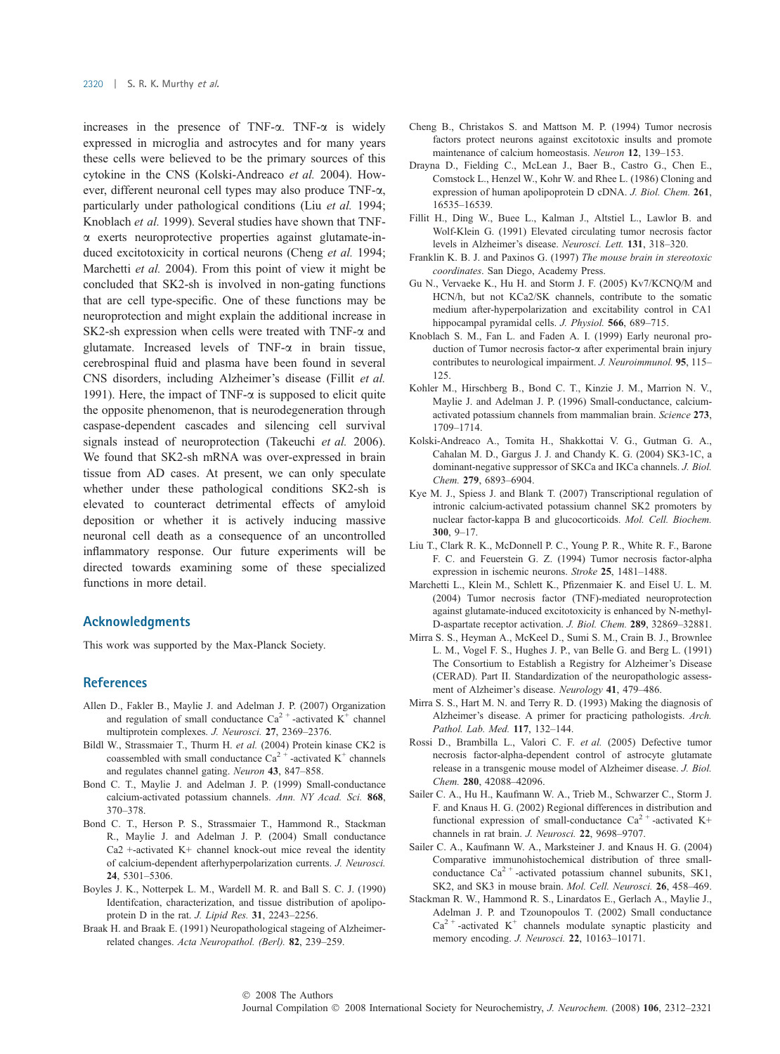increases in the presence of TNF-α. TNF-α is widely expressed in microglia and astrocytes and for many years these cells were believed to be the primary sources of this cytokine in the CNS (Kolski-Andreaco *et al.* 2004). However, different neuronal cell types may also produce TNF-α, particularly under pathological conditions (Liu *et al.* 1994; Knoblach *et al.* 1999). Several studies have shown that TNF-α exerts neuroprotective properties against glutamate-induced excitotoxicity in cortical neurons (Cheng *et al.* 1994; Marchetti *et al.* 2004). From this point of view it might be concluded that SK2-sh is involved in non-gating functions that are cell type-specific. One of these functions may be neuroprotection and might explain the additional increase in SK2-sh expression when cells were treated with TNF-α and glutamate. Increased levels of TNF-α in brain tissue, cerebrospinal fluid and plasma have been found in several CNS disorders, including Alzheimer's disease (Fillit *et al.* 1991). Here, the impact of TNF-α is supposed to elicit quite the opposite phenomenon, that is neurodegeneration through caspase-dependent cascades and silencing cell survival signals instead of neuroprotection (Takeuchi *et al.* 2006). We found that SK2-sh mRNA was over-expressed in brain tissue from AD cases. At present, we can only speculate whether under these pathological conditions SK2-sh is elevated to counteract detrimental effects of amyloid deposition or whether it is actively inducing massive neuronal cell death as a consequence of an uncontrolled inflammatory response. Our future experiments will be directed towards examining some of these specialized functions in more detail.

## Acknowledgments

This work was supported by the Max-Planck Society.

## References

Allen D., Fakler B., Maylie J. and Adelman J. P. (2007) Organization and regulation of small conductance $Ca^{2+}$-activated $K^{+}$ channel multiprotein complexes. *J. Neurosci.* **27**, 2369–2376.

Bildl W., Strassmaier T., Thurm H. *et al.* (2004) Protein kinase CK2 is coassembled with small conductance $Ca^{2+}$-activated $K^{+}$ channels and regulates channel gating. *Neuron* **43**, 847–858.

Bond C. T., Maylie J. and Adelman J. P. (1999) Small-conductance calcium-activated potassium channels. *Ann. NY Acad. Sci.* **868**, 370–378.

Bond C. T., Herson P. S., Strassmaier T., Hammond R., Stackman R., Maylie J. and Adelman J. P. (2004) Small conductance Ca2 +-activated K+ channel knock-out mice reveal the identity of calcium-dependent afterhyperpolarization currents. *J. Neurosci.* **24**, 5301–5306.

Boyles J. K., Notterpek L. M., Wardell M. R. and Ball S. C. J. (1990) Identifcation, characterization, and tissue distribution of apolipoprotein D in the rat. *J. Lipid Res.* **31**, 2243–2256.

Braak H. and Braak E. (1991) Neuropathological stageing of Alzheimer-related changes. *Acta Neuropathol. (Berl).* **82**, 239–259.

Cheng B., Christakos S. and Mattson M. P. (1994) Tumor necrosis factors protect neurons against excitotoxic insults and promote maintenance of calcium homeostasis. *Neuron* **12**, 139–153.

Drayna D., Fielding C., McLean J., Baer B., Castro G., Chen E., Comstock L., Henzel W., Kohr W. and Rhee L. (1986) Cloning and expression of human apolipoprotein D cDNA. *J. Biol. Chem.* **261**, 16535–16539.

Fillit H., Ding W., Buee L., Kalman J., Altstiel L., Lawlor B. and Wolf-Klein G. (1991) Elevated circulating tumor necrosis factor levels in Alzheimer's disease. *Neurosci. Lett.* **131**, 318–320.

Franklin K. B. J. and Paxinos G. (1997) *The mouse brain in stereotoxic coordinates*. San Diego, Academy Press.

Gu N., Vervaeke K., Hu H. and Storm J. F. (2005) Kv7/KCNQ/M and HCN/h, but not KCa2/SK channels, contribute to the somatic medium after-hyperpolarization and excitability control in CA1 hippocampal pyramidal cells. *J. Physiol.* **566**, 689–715.

Knoblach S. M., Fan L. and Faden A. I. (1999) Early neuronal production of Tumor necrosis factor-α after experimental brain injury contributes to neurological impairment. *J. Neuroimmunol.* **95**, 115–125.

Kohler M., Hirschberg B., Bond C. T., Kinzie J. M., Marrion N. V., Maylie J. and Adelman J. P. (1996) Small-conductance, calcium-activated potassium channels from mammalian brain. *Science* **273**, 1709–1714.

Kolski-Andreaco A., Tomita H., Shakkottai V. G., Gutman G. A., Cahalan M. D., Gargus J. J. and Chandy K. G. (2004) SK3-1C, a dominant-negative suppressor of SKCa and IKCa channels. *J. Biol. Chem.* **279**, 6893–6904.

Kye M. J., Spiess J. and Blank T. (2007) Transcriptional regulation of intronic calcium-activated potassium channel SK2 promoters by nuclear factor-kappa B and glucocorticoids. *Mol. Cell. Biochem.* **300**, 9–17.

Liu T., Clark R. K., McDonnell P. C., Young P. R., White R. F., Barone F. C. and Feuerstein G. Z. (1994) Tumor necrosis factor-alpha expression in ischemic neurons. *Stroke* **25**, 1481–1488.

Marchetti L., Klein M., Schlett K., Pfizenmaier K. and Eisel U. L. M. (2004) Tumor necrosis factor (TNF)-mediated neuroprotection against glutamate-induced excitotoxicity is enhanced by N-methyl-D-aspartate receptor activation. *J. Biol. Chem.* **289**, 32869–32881.

Mirra S. S., Heyman A., McKeel D., Sumi S. M., Crain B. J., Brownlee L. M., Vogel F. S., Hughes J. P., van Belle G. and Berg L. (1991) The Consortium to Establish a Registry for Alzheimer's Disease (CERAD). Part II. Standardization of the neuropathologic assessment of Alzheimer's disease. *Neurology* **41**, 479–486.

Mirra S. S., Hart M. N. and Terry R. D. (1993) Making the diagnosis of Alzheimer's disease. A primer for practicing pathologists. *Arch. Pathol. Lab. Med.* **117**, 132–144.

Rossi D., Brambilla L., Valori C. F. *et al.* (2005) Defective tumor necrosis factor-alpha-dependent control of astrocyte glutamate release in a transgenic mouse model of Alzheimer disease. *J. Biol. Chem.* **280**, 42088–42096.

Sailer C. A., Hu H., Kaufmann W. A., Trieb M., Schwarzer C., Storm J. F. and Knaus H. G. (2002) Regional differences in distribution and functional expression of small-conductance $Ca^{2+}$-activated K+ channels in rat brain. *J. Neurosci.* **22**, 9698–9707.

Sailer C. A., Kaufmann W. A., Marksteiner J. and Knaus H. G. (2004) Comparative immunohistochemical distribution of three small-conductance $Ca^{2+}$-activated potassium channel subunits, SK1, SK2, and SK3 in mouse brain. *Mol. Cell. Neurosci.* **26**, 458–469.

Stackman R. W., Hammond R. S., Linardatos E., Gerlach A., Maylie J., Adelman J. P. and Tzounopoulos T. (2002) Small conductance $Ca^{2+}$-activated $K^{+}$ channels modulate synaptic plasticity and memory encoding. *J. Neurosci.* **22**, 10163–10171.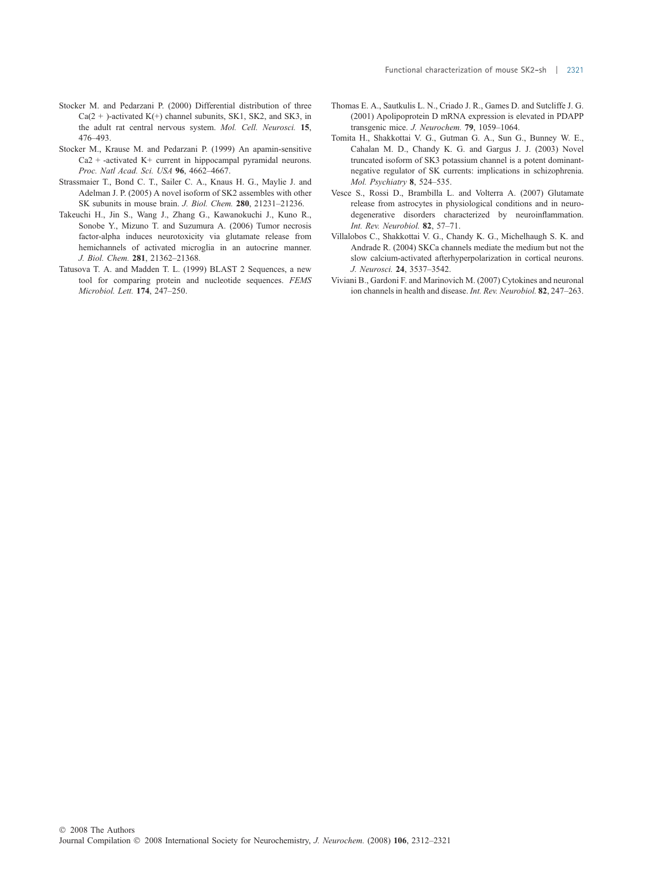Stocker M. and Pedarzani P. (2000) Differential distribution of three Ca(2 + )-activated K(+) channel subunits, SK1, SK2, and SK3, in the adult rat central nervous system. *Mol. Cell. Neurosci.* **15**, 476–493.

Stocker M., Krause M. and Pedarzani P. (1999) An apamin-sensitive Ca2 + -activated K+ current in hippocampal pyramidal neurons. *Proc. Natl Acad. Sci. USA* **96**, 4662–4667.

Strassmaier T., Bond C. T., Sailer C. A., Knaus H. G., Maylie J. and Adelman J. P. (2005) A novel isoform of SK2 assembles with other SK subunits in mouse brain. *J. Biol. Chem.* **280**, 21231–21236.

Takeuchi H., Jin S., Wang J., Zhang G., Kawanokuchi J., Kuno R., Sonobe Y., Mizuno T. and Suzumura A. (2006) Tumor necrosis factor-alpha induces neurotoxicity via glutamate release from hemichannels of activated microglia in an autocrine manner. *J. Biol. Chem.* **281**, 21362–21368.

Tatusova T. A. and Madden T. L. (1999) BLAST 2 Sequences, a new tool for comparing protein and nucleotide sequences. *FEMS Microbiol. Lett.* **174**, 247–250.

Thomas E. A., Sautkulis L. N., Criado J. R., Games D. and Sutcliffe J. G. (2001) Apolipoprotein D mRNA expression is elevated in PDAPP transgenic mice. *J. Neurochem.* **79**, 1059–1064.

Tomita H., Shakkottai V. G., Gutman G. A., Sun G., Bunney W. E., Cahalan M. D., Chandy K. G. and Gargus J. J. (2003) Novel truncated isoform of SK3 potassium channel is a potent dominant-negative regulator of SK currents: implications in schizophrenia. *Mol. Psychiatry* **8**, 524–535.

Vesce S., Rossi D., Brambilla L. and Volterra A. (2007) Glutamate release from astrocytes in physiological conditions and in neurodegenerative disorders characterized by neuroinflammation. *Int. Rev. Neurobiol.* **82**, 57–71.

Villalobos C., Shakkottai V. G., Chandy K. G., Michelhaugh S. K. and Andrade R. (2004) SKCa channels mediate the medium but not the slow calcium-activated afterhyperpolarization in cortical neurons. *J. Neurosci.* **24**, 3537–3542.

Viviani B., Gardoni F. and Marinovich M. (2007) Cytokines and neuronal ion channels in health and disease. *Int. Rev. Neurobiol.* **82**, 247–263.